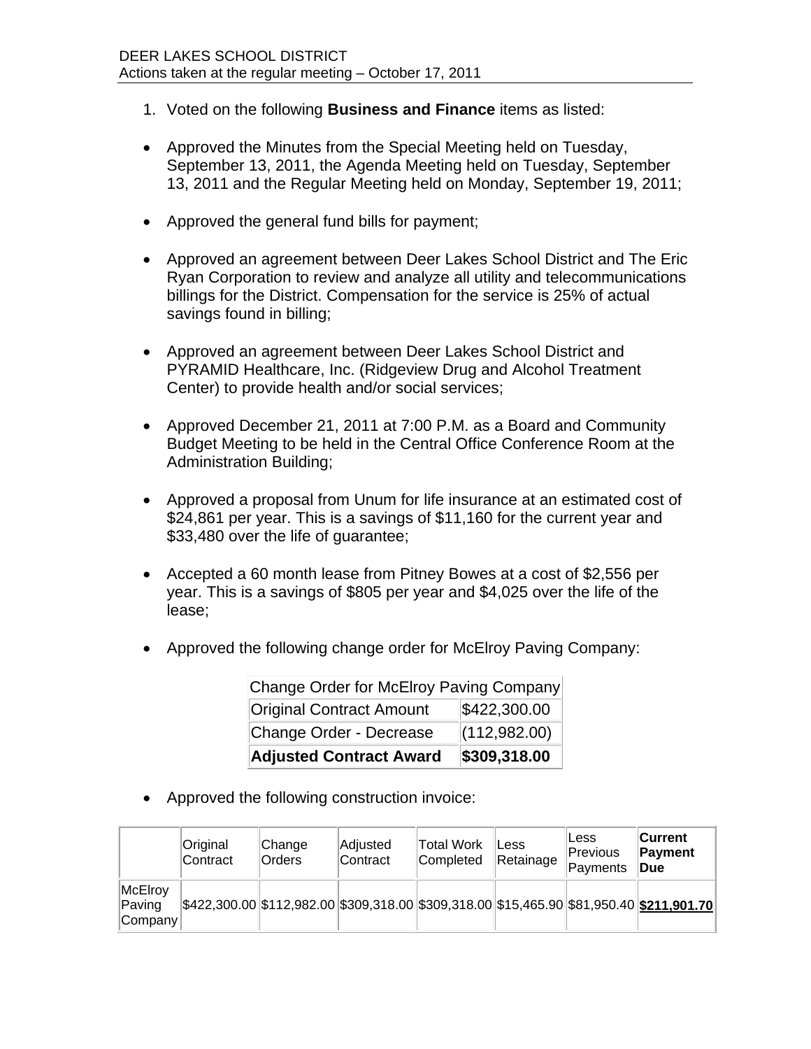DEER LAKES SCHOOL DISTRICT
Actions taken at the regular meeting – October 17, 2011

1. Voted on the following **Business and Finance** items as listed:

- Approved the Minutes from the Special Meeting held on Tuesday, September 13, 2011, the Agenda Meeting held on Tuesday, September 13, 2011 and the Regular Meeting held on Monday, September 19, 2011;

- Approved the general fund bills for payment;

- Approved an agreement between Deer Lakes School District and The Eric Ryan Corporation to review and analyze all utility and telecommunications billings for the District. Compensation for the service is 25% of actual savings found in billing;

- Approved an agreement between Deer Lakes School District and PYRAMID Healthcare, Inc. (Ridgeview Drug and Alcohol Treatment Center) to provide health and/or social services;

- Approved December 21, 2011 at 7:00 P.M. as a Board and Community Budget Meeting to be held in the Central Office Conference Room at the Administration Building;

- Approved a proposal from Unum for life insurance at an estimated cost of $24,861 per year. This is a savings of $11,160 for the current year and $33,480 over the life of guarantee;

- Accepted a 60 month lease from Pitney Bowes at a cost of $2,556 per year. This is a savings of $805 per year and $4,025 over the life of the lease;

- Approved the following change order for McElroy Paving Company:

| Change Order for McElroy Paving Company | |
|---|---|
| Original Contract Amount | $422,300.00 |
| Change Order - Decrease | (112,982.00) |
| **Adjusted Contract Award** | **$309,318.00** |

- Approved the following construction invoice:

| | Original Contract | Change Orders | Adjusted Contract | Total Work Completed | Less Retainage | Less Previous Payments | **Current Payment Due** |
|---|---|---|---|---|---|---|---|
| McElroy Paving Company | $422,300.00 | $112,982.00 | $309,318.00 | $309,318.00 | $15,465.90 | $81,950.40 | **$211,901.70** |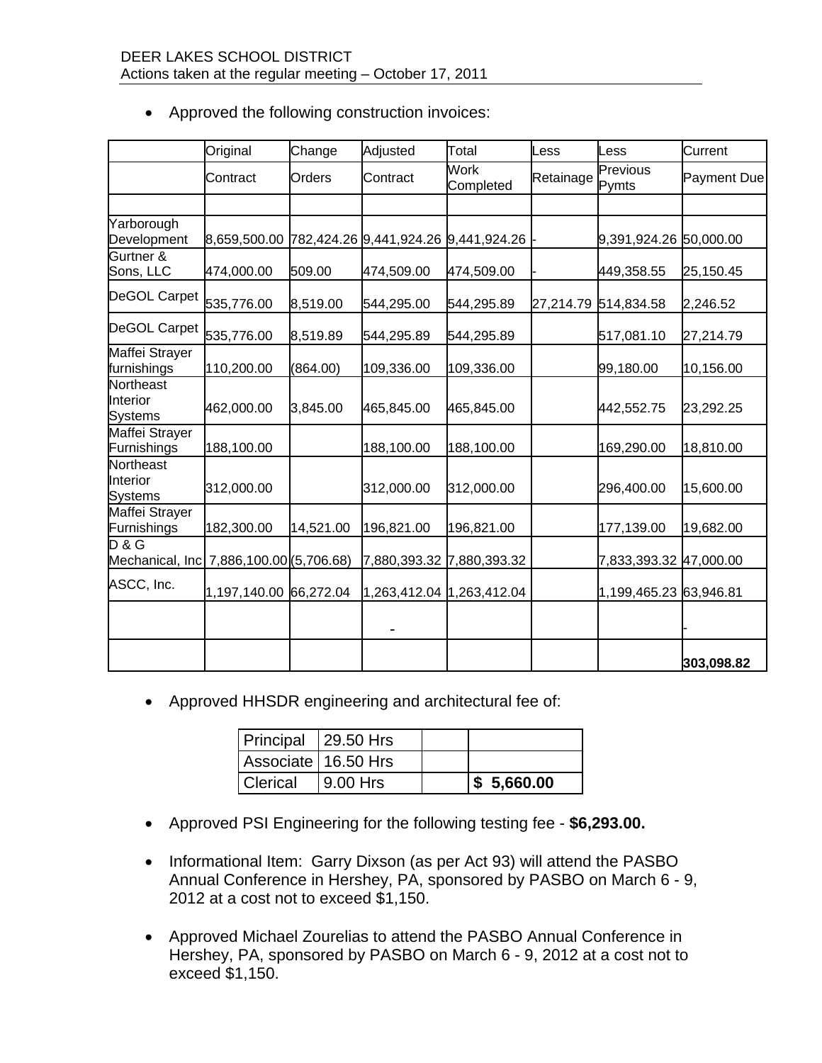DEER LAKES SCHOOL DISTRICT
Actions taken at the regular meeting – October 17, 2011

- Approved the following construction invoices:

| | Original Contract | Change Orders | Adjusted Contract | Total Work Completed | Less Retainage | Less Previous Pymts | Current Payment Due |
|---|---|---|---|---|---|---|---|
| | | | | | | | |
| Yarborough Development | 8,659,500.00 | 782,424.26 | 9,441,924.26 | 9,441,924.26 | - | 9,391,924.26 | 50,000.00 |
| Gurtner & Sons, LLC | 474,000.00 | 509.00 | 474,509.00 | 474,509.00 | - | 449,358.55 | 25,150.45 |
| DeGOL Carpet | 535,776.00 | 8,519.00 | 544,295.00 | 544,295.89 | 27,214.79 | 514,834.58 | 2,246.52 |
| DeGOL Carpet | 535,776.00 | 8,519.89 | 544,295.89 | 544,295.89 | | 517,081.10 | 27,214.79 |
| Maffei Strayer furnishings | 110,200.00 | (864.00) | 109,336.00 | 109,336.00 | | 99,180.00 | 10,156.00 |
| Northeast Interior Systems | 462,000.00 | 3,845.00 | 465,845.00 | 465,845.00 | | 442,552.75 | 23,292.25 |
| Maffei Strayer Furnishings | 188,100.00 | | 188,100.00 | 188,100.00 | | 169,290.00 | 18,810.00 |
| Northeast Interior Systems | 312,000.00 | | 312,000.00 | 312,000.00 | | 296,400.00 | 15,600.00 |
| Maffei Strayer Furnishings | 182,300.00 | 14,521.00 | 196,821.00 | 196,821.00 | | 177,139.00 | 19,682.00 |
| D & G Mechanical, Inc | 7,886,100.00 | (5,706.68) | 7,880,393.32 | 7,880,393.32 | | 7,833,393.32 | 47,000.00 |
| ASCC, Inc. | 1,197,140.00 | 66,272.04 | 1,263,412.04 | 1,263,412.04 | | 1,199,465.23 | 63,946.81 |
| | | | - | | | | - |
| | | | | | | | **303,098.82** |

- Approved HHSDR engineering and architectural fee of:

| Principal | 29.50 Hrs | | |
|---|---|---|---|
| Associate | 16.50 Hrs | | |
| Clerical | 9.00 Hrs | | **$ 5,660.00** |

- Approved PSI Engineering for the following testing fee - **$6,293.00.**

- Informational Item: Garry Dixson (as per Act 93) will attend the PASBO Annual Conference in Hershey, PA, sponsored by PASBO on March 6 - 9, 2012 at a cost not to exceed $1,150.

- Approved Michael Zourelias to attend the PASBO Annual Conference in Hershey, PA, sponsored by PASBO on March 6 - 9, 2012 at a cost not to exceed $1,150.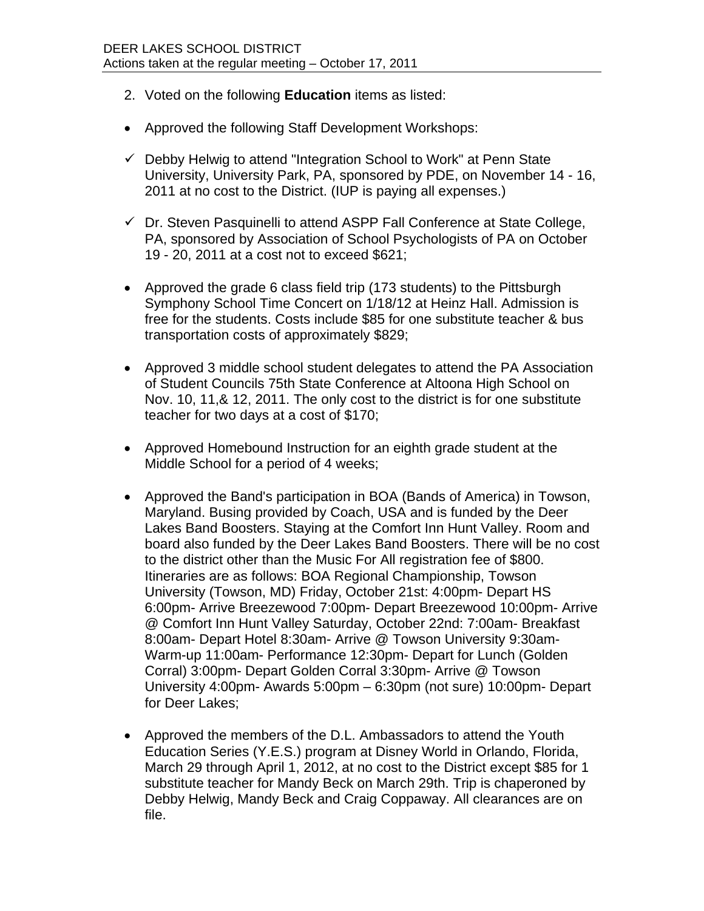2. Voted on the following **Education** items as listed:

- Approved the following Staff Development Workshops:

  - ✓ Debby Helwig to attend "Integration School to Work" at Penn State University, University Park, PA, sponsored by PDE, on November 14 - 16, 2011 at no cost to the District. (IUP is paying all expenses.)

  - ✓ Dr. Steven Pasquinelli to attend ASPP Fall Conference at State College, PA, sponsored by Association of School Psychologists of PA on October 19 - 20, 2011 at a cost not to exceed $621;

- Approved the grade 6 class field trip (173 students) to the Pittsburgh Symphony School Time Concert on 1/18/12 at Heinz Hall. Admission is free for the students. Costs include $85 for one substitute teacher & bus transportation costs of approximately $829;

- Approved 3 middle school student delegates to attend the PA Association of Student Councils 75th State Conference at Altoona High School on Nov. 10, 11,& 12, 2011. The only cost to the district is for one substitute teacher for two days at a cost of $170;

- Approved Homebound Instruction for an eighth grade student at the Middle School for a period of 4 weeks;

- Approved the Band's participation in BOA (Bands of America) in Towson, Maryland. Busing provided by Coach, USA and is funded by the Deer Lakes Band Boosters. Staying at the Comfort Inn Hunt Valley. Room and board also funded by the Deer Lakes Band Boosters. There will be no cost to the district other than the Music For All registration fee of $800. Itineraries are as follows: BOA Regional Championship, Towson University (Towson, MD) Friday, October 21st: 4:00pm- Depart HS 6:00pm- Arrive Breezewood 7:00pm- Depart Breezewood 10:00pm- Arrive @ Comfort Inn Hunt Valley Saturday, October 22nd: 7:00am- Breakfast 8:00am- Depart Hotel 8:30am- Arrive @ Towson University 9:30am- Warm-up 11:00am- Performance 12:30pm- Depart for Lunch (Golden Corral) 3:00pm- Depart Golden Corral 3:30pm- Arrive @ Towson University 4:00pm- Awards 5:00pm – 6:30pm (not sure) 10:00pm- Depart for Deer Lakes;

- Approved the members of the D.L. Ambassadors to attend the Youth Education Series (Y.E.S.) program at Disney World in Orlando, Florida, March 29 through April 1, 2012, at no cost to the District except $85 for 1 substitute teacher for Mandy Beck on March 29th. Trip is chaperoned by Debby Helwig, Mandy Beck and Craig Coppaway. All clearances are on file.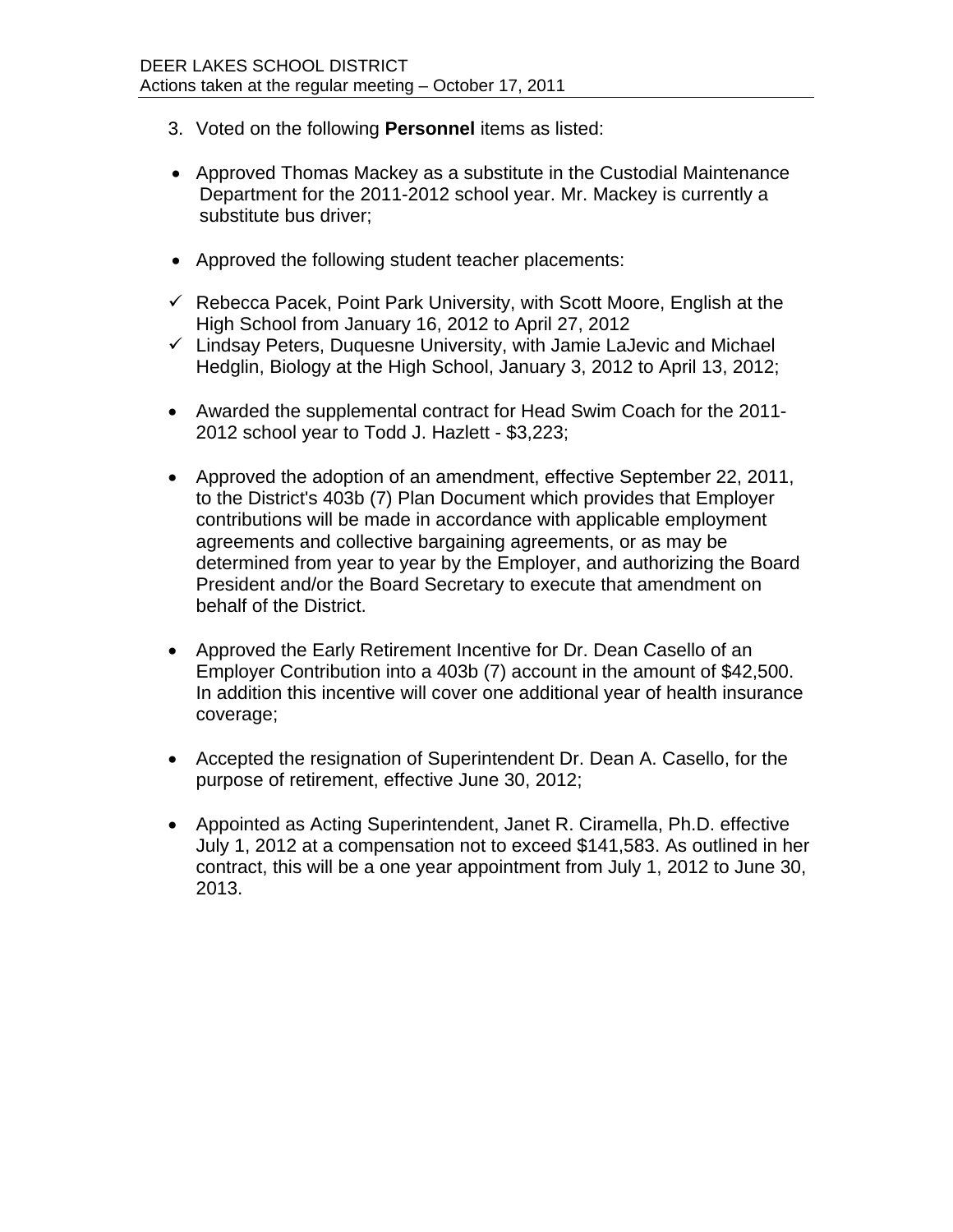3. Voted on the following **Personnel** items as listed:

- Approved Thomas Mackey as a substitute in the Custodial Maintenance Department for the 2011-2012 school year. Mr. Mackey is currently a substitute bus driver;

- Approved the following student teacher placements:

  - ✓ Rebecca Pacek, Point Park University, with Scott Moore, English at the High School from January 16, 2012 to April 27, 2012
  - ✓ Lindsay Peters, Duquesne University, with Jamie LaJevic and Michael Hedglin, Biology at the High School, January 3, 2012 to April 13, 2012;

- Awarded the supplemental contract for Head Swim Coach for the 2011-2012 school year to Todd J. Hazlett - $3,223;

- Approved the adoption of an amendment, effective September 22, 2011, to the District's 403b (7) Plan Document which provides that Employer contributions will be made in accordance with applicable employment agreements and collective bargaining agreements, or as may be determined from year to year by the Employer, and authorizing the Board President and/or the Board Secretary to execute that amendment on behalf of the District.

- Approved the Early Retirement Incentive for Dr. Dean Casello of an Employer Contribution into a 403b (7) account in the amount of $42,500. In addition this incentive will cover one additional year of health insurance coverage;

- Accepted the resignation of Superintendent Dr. Dean A. Casello, for the purpose of retirement, effective June 30, 2012;

- Appointed as Acting Superintendent, Janet R. Ciramella, Ph.D. effective July 1, 2012 at a compensation not to exceed $141,583. As outlined in her contract, this will be a one year appointment from July 1, 2012 to June 30, 2013.